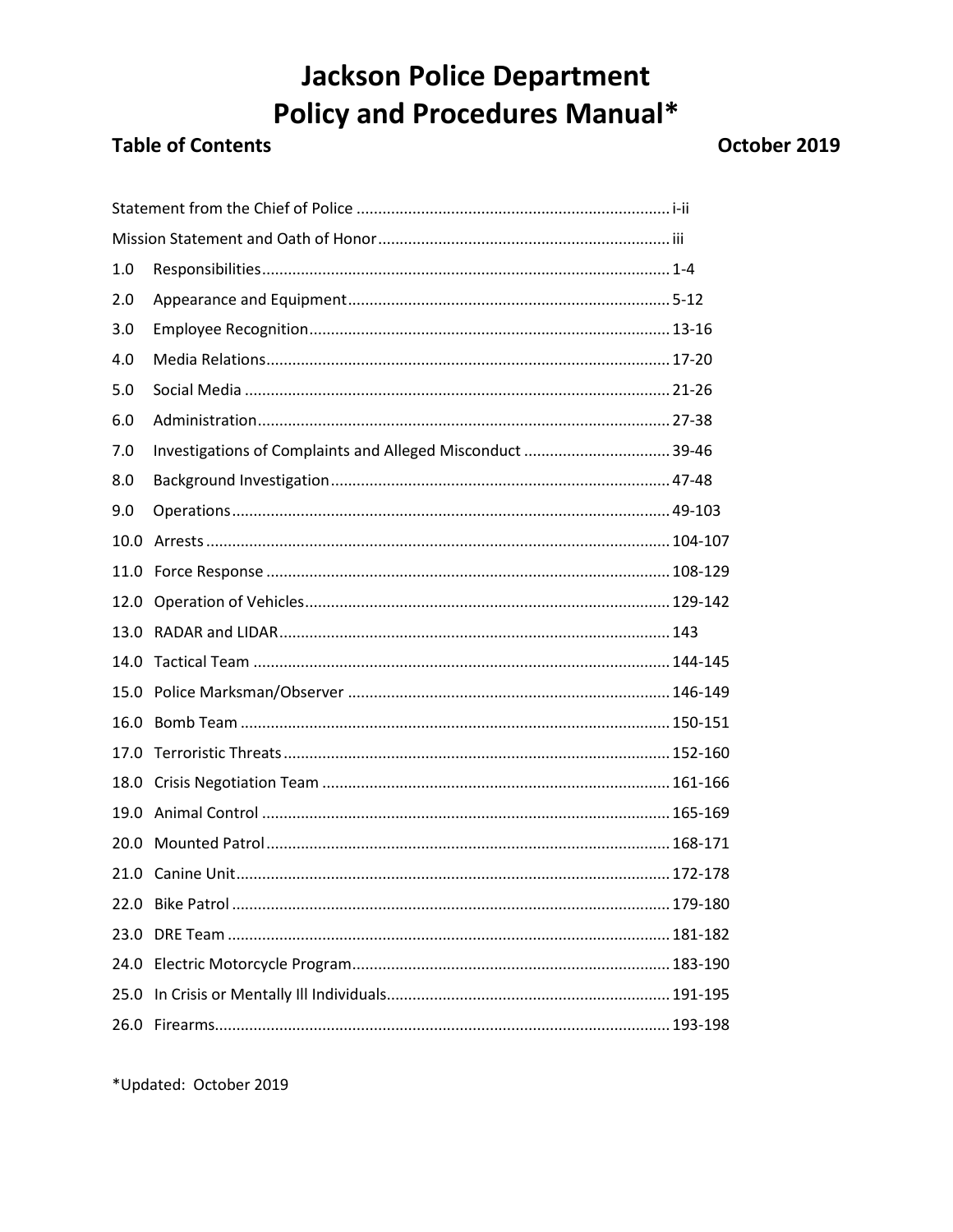# Jackson Police Department
# Policy and Procedures Manual*

**Table of Contents** **October 2019**

| | | |
|---|---|---|
| | Statement from the Chief of Police | i-ii |
| | Mission Statement and Oath of Honor | iii |
| 1.0 | Responsibilities | 1-4 |
| 2.0 | Appearance and Equipment | 5-12 |
| 3.0 | Employee Recognition | 13-16 |
| 4.0 | Media Relations | 17-20 |
| 5.0 | Social Media | 21-26 |
| 6.0 | Administration | 27-38 |
| 7.0 | Investigations of Complaints and Alleged Misconduct | 39-46 |
| 8.0 | Background Investigation | 47-48 |
| 9.0 | Operations | 49-103 |
| 10.0 | Arrests | 104-107 |
| 11.0 | Force Response | 108-129 |
| 12.0 | Operation of Vehicles | 129-142 |
| 13.0 | RADAR and LIDAR | 143 |
| 14.0 | Tactical Team | 144-145 |
| 15.0 | Police Marksman/Observer | 146-149 |
| 16.0 | Bomb Team | 150-151 |
| 17.0 | Terroristic Threats | 152-160 |
| 18.0 | Crisis Negotiation Team | 161-166 |
| 19.0 | Animal Control | 165-169 |
| 20.0 | Mounted Patrol | 168-171 |
| 21.0 | Canine Unit | 172-178 |
| 22.0 | Bike Patrol | 179-180 |
| 23.0 | DRE Team | 181-182 |
| 24.0 | Electric Motorcycle Program | 183-190 |
| 25.0 | In Crisis or Mentally Ill Individuals | 191-195 |
| 26.0 | Firearms | 193-198 |

*Updated: October 2019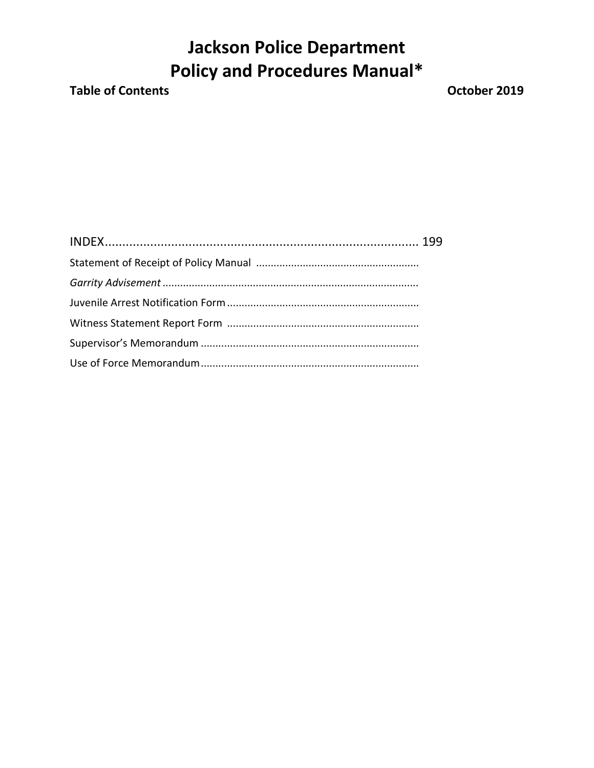# Jackson Police Department
# Policy and Procedures Manual*

**Table of Contents** **October 2019**

INDEX........................................................................................ 199

Statement of Receipt of Policy Manual ........................................................

*Garrity Advisement* .......................................................................................

Juvenile Arrest Notification Form .................................................................

Witness Statement Report Form .................................................................

Supervisor's Memorandum ..........................................................................

Use of Force Memorandum ..........................................................................